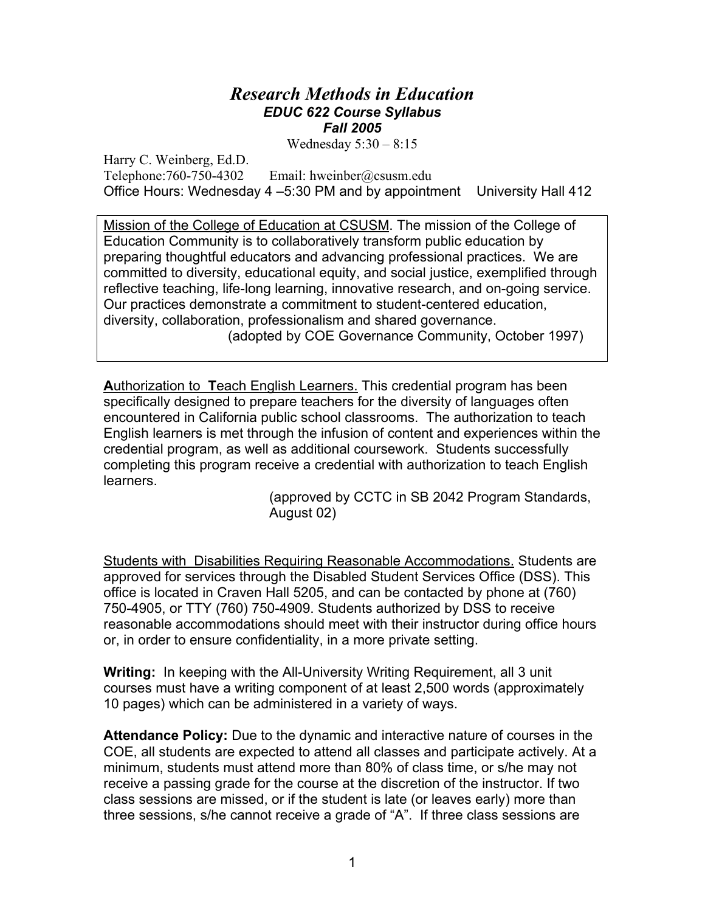# *Research Methods in Education*

## *EDUC 622 Course Syllabus*

## *Fall 2005*

Wednesday 5:30 – 8:15

Harry C. Weinberg, Ed.D.
Telephone:760-750-4302 Email: hweinber@csusm.edu
Office Hours: Wednesday 4 –5:30 PM and by appointment University Hall 412

<u>Mission of the College of Education at CSUSM</u>. The mission of the College of Education Community is to collaboratively transform public education by preparing thoughtful educators and advancing professional practices. We are committed to diversity, educational equity, and social justice, exemplified through reflective teaching, life-long learning, innovative research, and on-going service. Our practices demonstrate a commitment to student-centered education, diversity, collaboration, professionalism and shared governance.
(adopted by COE Governance Community, October 1997)

<u>**A**uthorization to **T**each English Learners.</u> This credential program has been specifically designed to prepare teachers for the diversity of languages often encountered in California public school classrooms. The authorization to teach English learners is met through the infusion of content and experiences within the credential program, as well as additional coursework. Students successfully completing this program receive a credential with authorization to teach English learners.
(approved by CCTC in SB 2042 Program Standards, August 02)

<u>Students with Disabilities Requiring Reasonable Accommodations.</u> Students are approved for services through the Disabled Student Services Office (DSS). This office is located in Craven Hall 5205, and can be contacted by phone at (760) 750-4905, or TTY (760) 750-4909. Students authorized by DSS to receive reasonable accommodations should meet with their instructor during office hours or, in order to ensure confidentiality, in a more private setting.

**Writing:** In keeping with the All-University Writing Requirement, all 3 unit courses must have a writing component of at least 2,500 words (approximately 10 pages) which can be administered in a variety of ways.

**Attendance Policy:** Due to the dynamic and interactive nature of courses in the COE, all students are expected to attend all classes and participate actively. At a minimum, students must attend more than 80% of class time, or s/he may not receive a passing grade for the course at the discretion of the instructor. If two class sessions are missed, or if the student is late (or leaves early) more than three sessions, s/he cannot receive a grade of "A". If three class sessions are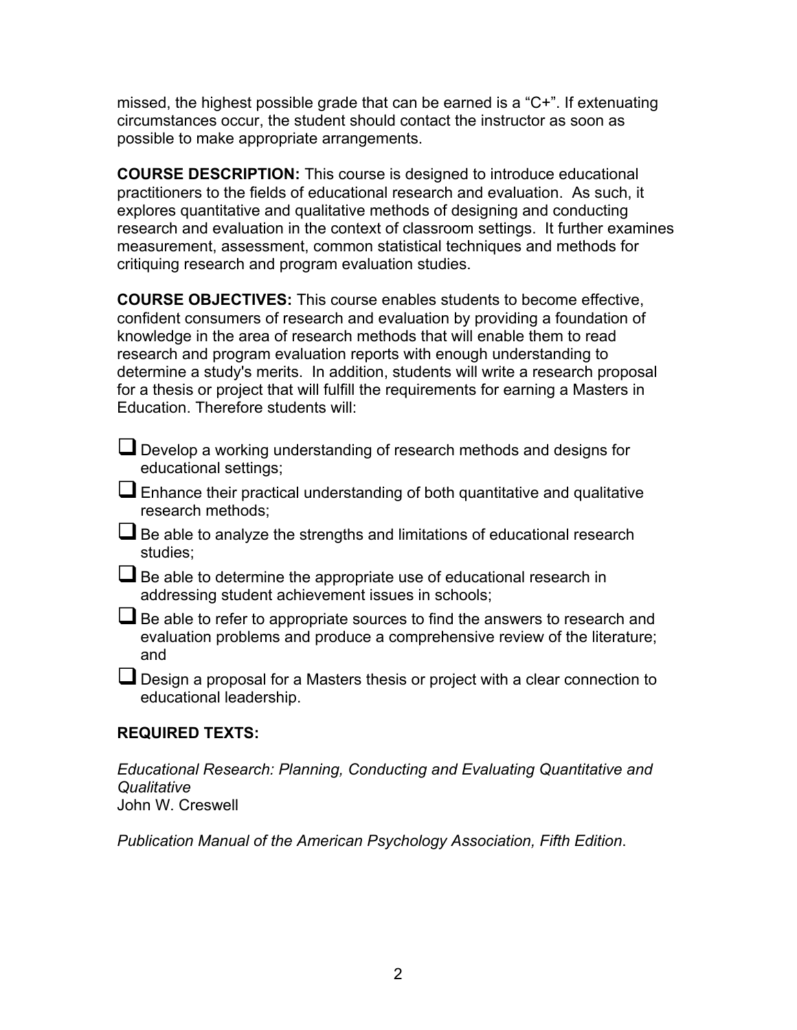missed, the highest possible grade that can be earned is a "C+". If extenuating circumstances occur, the student should contact the instructor as soon as possible to make appropriate arrangements.

**COURSE DESCRIPTION:** This course is designed to introduce educational practitioners to the fields of educational research and evaluation. As such, it explores quantitative and qualitative methods of designing and conducting research and evaluation in the context of classroom settings. It further examines measurement, assessment, common statistical techniques and methods for critiquing research and program evaluation studies.

**COURSE OBJECTIVES:** This course enables students to become effective, confident consumers of research and evaluation by providing a foundation of knowledge in the area of research methods that will enable them to read research and program evaluation reports with enough understanding to determine a study's merits. In addition, students will write a research proposal for a thesis or project that will fulfill the requirements for earning a Masters in Education. Therefore students will:

- Develop a working understanding of research methods and designs for educational settings;
- Enhance their practical understanding of both quantitative and qualitative research methods;
- Be able to analyze the strengths and limitations of educational research studies;
- Be able to determine the appropriate use of educational research in addressing student achievement issues in schools;
- Be able to refer to appropriate sources to find the answers to research and evaluation problems and produce a comprehensive review of the literature; and
- Design a proposal for a Masters thesis or project with a clear connection to educational leadership.

**REQUIRED TEXTS:**

*Educational Research: Planning, Conducting and Evaluating Quantitative and Qualitative*
John W. Creswell

*Publication Manual of the American Psychology Association, Fifth Edition*.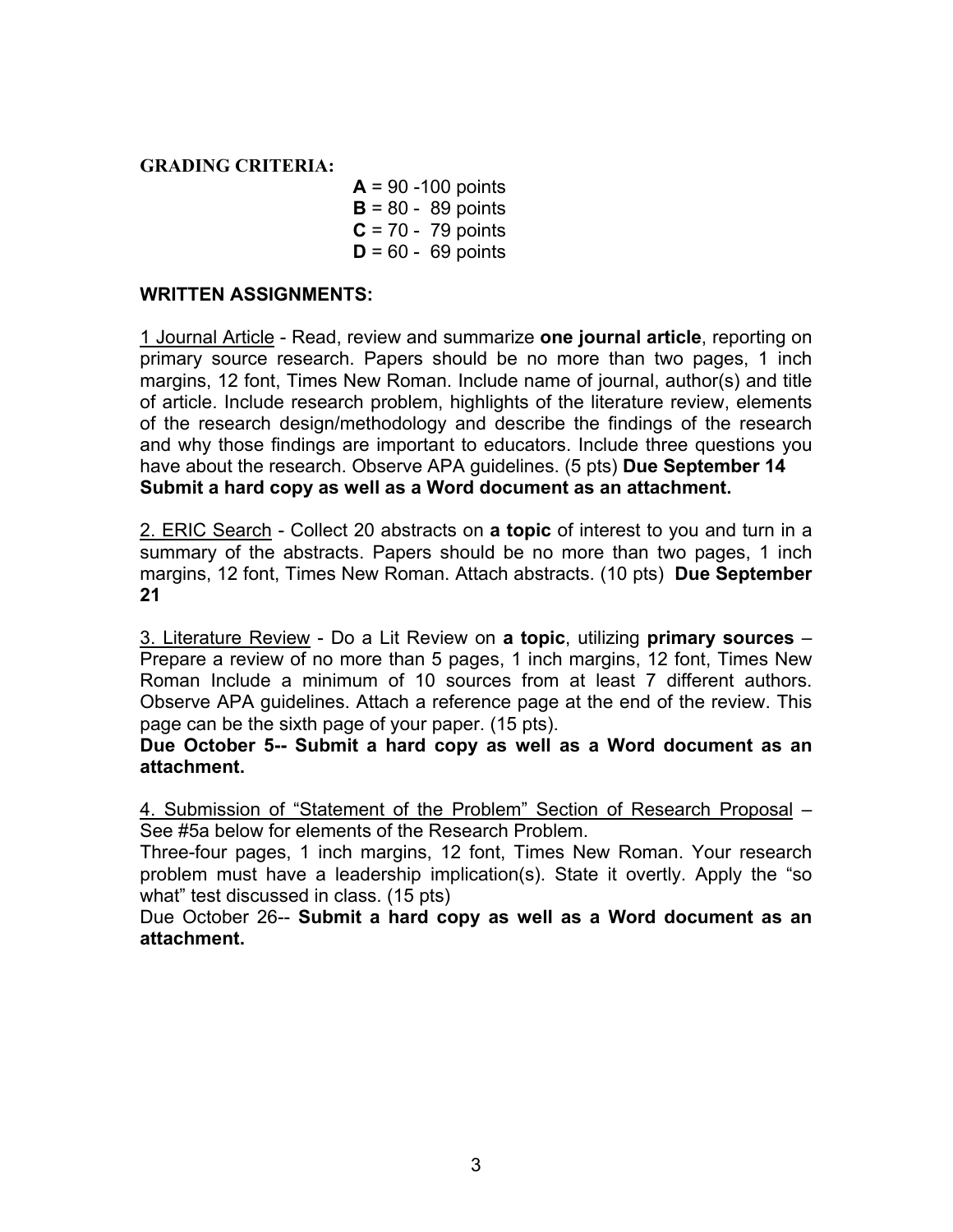**GRADING CRITERIA:**

**A** = 90 -100 points
**B** = 80 - 89 points
**C** = 70 - 79 points
**D** = 60 - 69 points

**WRITTEN ASSIGNMENTS:**

1 Journal Article - Read, review and summarize **one journal article**, reporting on primary source research. Papers should be no more than two pages, 1 inch margins, 12 font, Times New Roman. Include name of journal, author(s) and title of article. Include research problem, highlights of the literature review, elements of the research design/methodology and describe the findings of the research and why those findings are important to educators. Include three questions you have about the research. Observe APA guidelines. (5 pts) **Due September 14 Submit a hard copy as well as a Word document as an attachment.**

2. ERIC Search - Collect 20 abstracts on **a topic** of interest to you and turn in a summary of the abstracts. Papers should be no more than two pages, 1 inch margins, 12 font, Times New Roman. Attach abstracts. (10 pts) **Due September 21**

3. Literature Review - Do a Lit Review on **a topic**, utilizing **primary sources** – Prepare a review of no more than 5 pages, 1 inch margins, 12 font, Times New Roman Include a minimum of 10 sources from at least 7 different authors. Observe APA guidelines. Attach a reference page at the end of the review. This page can be the sixth page of your paper. (15 pts).

**Due October 5-- Submit a hard copy as well as a Word document as an attachment.**

4. Submission of "Statement of the Problem" Section of Research Proposal – See #5a below for elements of the Research Problem.

Three-four pages, 1 inch margins, 12 font, Times New Roman. Your research problem must have a leadership implication(s). State it overtly. Apply the "so what" test discussed in class. (15 pts)

Due October 26-- **Submit a hard copy as well as a Word document as an attachment.**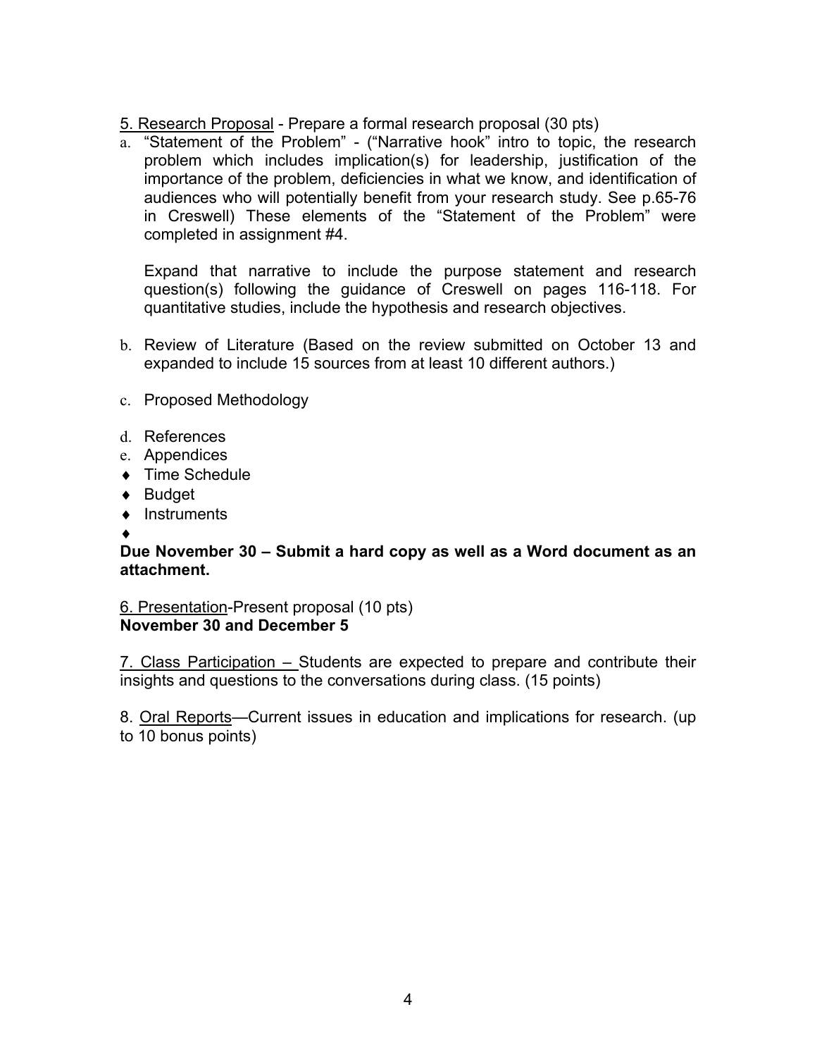5. Research Proposal - Prepare a formal research proposal (30 pts)

a. "Statement of the Problem" - ("Narrative hook" intro to topic, the research problem which includes implication(s) for leadership, justification of the importance of the problem, deficiencies in what we know, and identification of audiences who will potentially benefit from your research study. See p.65-76 in Creswell) These elements of the "Statement of the Problem" were completed in assignment #4.

   Expand that narrative to include the purpose statement and research question(s) following the guidance of Creswell on pages 116-118. For quantitative studies, include the hypothesis and research objectives.

b. Review of Literature (Based on the review submitted on October 13 and expanded to include 15 sources from at least 10 different authors.)

c. Proposed Methodology

d. References

e. Appendices

- Time Schedule
- Budget
- Instruments
- 

**Due November 30 – Submit a hard copy as well as a Word document as an attachment.**

6. Presentation-Present proposal (10 pts)
**November 30 and December 5**

7. Class Participation – Students are expected to prepare and contribute their insights and questions to the conversations during class. (15 points)

8. Oral Reports—Current issues in education and implications for research. (up to 10 bonus points)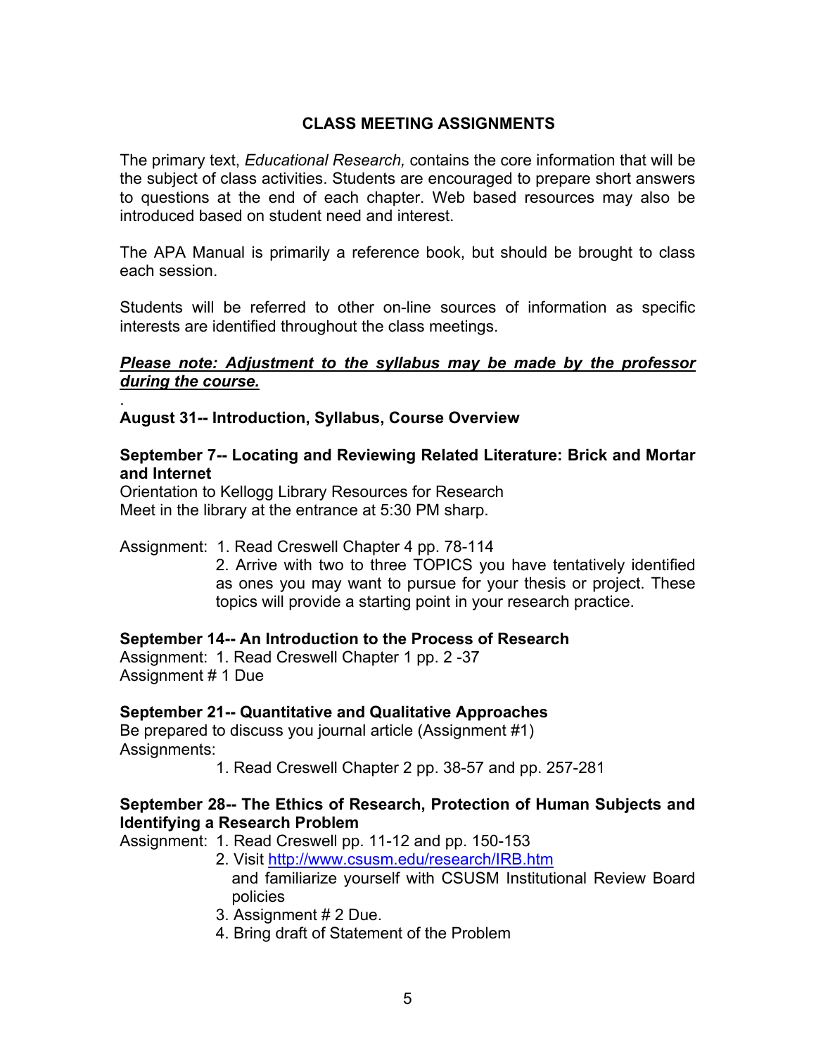## CLASS MEETING ASSIGNMENTS

The primary text, *Educational Research,* contains the core information that will be the subject of class activities. Students are encouraged to prepare short answers to questions at the end of each chapter. Web based resources may also be introduced based on student need and interest.

The APA Manual is primarily a reference book, but should be brought to class each session.

Students will be referred to other on-line sources of information as specific interests are identified throughout the class meetings.

***Please note: Adjustment to the syllabus may be made by the professor during the course.***

.

**August 31-- Introduction, Syllabus, Course Overview**

**September 7-- Locating and Reviewing Related Literature: Brick and Mortar and Internet**

Orientation to Kellogg Library Resources for Research
Meet in the library at the entrance at 5:30 PM sharp.

Assignment:
1. Read Creswell Chapter 4 pp. 78-114
2. Arrive with two to three TOPICS you have tentatively identified as ones you may want to pursue for your thesis or project. These topics will provide a starting point in your research practice.

**September 14-- An Introduction to the Process of Research**

Assignment: 1. Read Creswell Chapter 1 pp. 2 -37
Assignment # 1 Due

**September 21-- Quantitative and Qualitative Approaches**

Be prepared to discuss you journal article (Assignment #1)
Assignments:

1. Read Creswell Chapter 2 pp. 38-57 and pp. 257-281

**September 28-- The Ethics of Research, Protection of Human Subjects and Identifying a Research Problem**

Assignment:
1. Read Creswell pp. 11-12 and pp. 150-153
2. Visit http://www.csusm.edu/research/IRB.htm and familiarize yourself with CSUSM Institutional Review Board policies
3. Assignment # 2 Due.
4. Bring draft of Statement of the Problem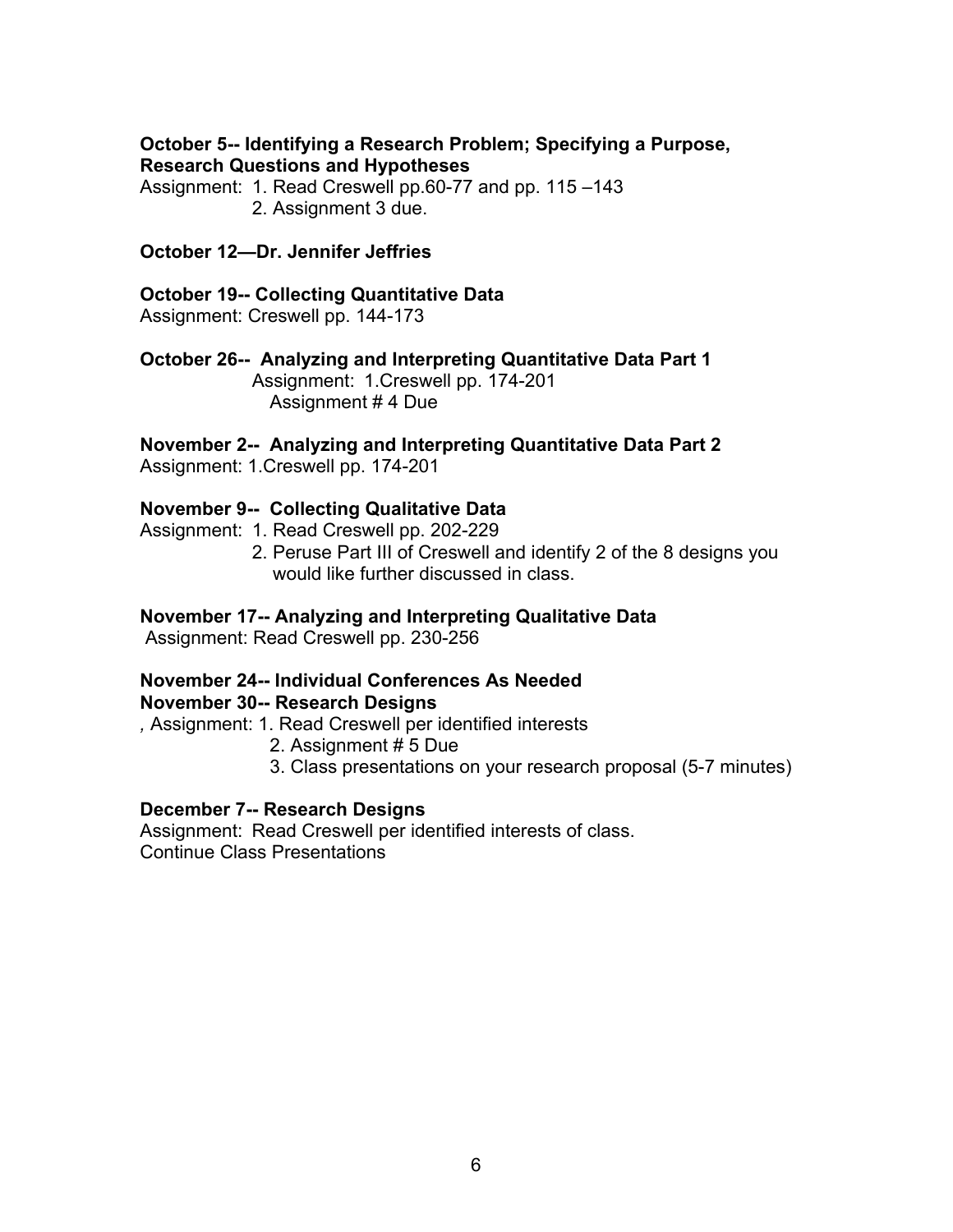**October 5-- Identifying a Research Problem; Specifying a Purpose, Research Questions and Hypotheses**

Assignment: 1. Read Creswell pp.60-77 and pp. 115 –143
2. Assignment 3 due.

**October 12—Dr. Jennifer Jeffries**

**October 19-- Collecting Quantitative Data**

Assignment: Creswell pp. 144-173

**October 26-- Analyzing and Interpreting Quantitative Data Part 1**

Assignment: 1.Creswell pp. 174-201
Assignment # 4 Due

**November 2-- Analyzing and Interpreting Quantitative Data Part 2**

Assignment: 1.Creswell pp. 174-201

**November 9-- Collecting Qualitative Data**

Assignment: 1. Read Creswell pp. 202-229
2. Peruse Part III of Creswell and identify 2 of the 8 designs you would like further discussed in class.

**November 17-- Analyzing and Interpreting Qualitative Data**

Assignment: Read Creswell pp. 230-256

**November 24-- Individual Conferences As Needed**

**November 30-- Research Designs**

, Assignment: 1. Read Creswell per identified interests
2. Assignment # 5 Due
3. Class presentations on your research proposal (5-7 minutes)

**December 7-- Research Designs**

Assignment: Read Creswell per identified interests of class.
Continue Class Presentations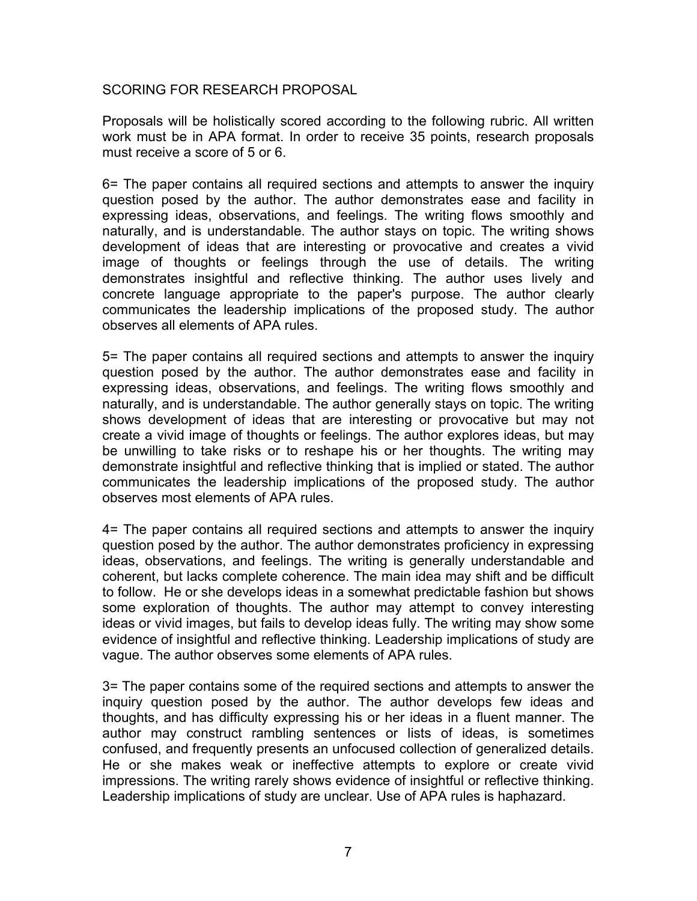## SCORING FOR RESEARCH PROPOSAL

Proposals will be holistically scored according to the following rubric. All written work must be in APA format. In order to receive 35 points, research proposals must receive a score of 5 or 6.

6= The paper contains all required sections and attempts to answer the inquiry question posed by the author. The author demonstrates ease and facility in expressing ideas, observations, and feelings. The writing flows smoothly and naturally, and is understandable. The author stays on topic. The writing shows development of ideas that are interesting or provocative and creates a vivid image of thoughts or feelings through the use of details. The writing demonstrates insightful and reflective thinking. The author uses lively and concrete language appropriate to the paper's purpose. The author clearly communicates the leadership implications of the proposed study. The author observes all elements of APA rules.

5= The paper contains all required sections and attempts to answer the inquiry question posed by the author. The author demonstrates ease and facility in expressing ideas, observations, and feelings. The writing flows smoothly and naturally, and is understandable. The author generally stays on topic. The writing shows development of ideas that are interesting or provocative but may not create a vivid image of thoughts or feelings. The author explores ideas, but may be unwilling to take risks or to reshape his or her thoughts. The writing may demonstrate insightful and reflective thinking that is implied or stated. The author communicates the leadership implications of the proposed study. The author observes most elements of APA rules.

4= The paper contains all required sections and attempts to answer the inquiry question posed by the author. The author demonstrates proficiency in expressing ideas, observations, and feelings. The writing is generally understandable and coherent, but lacks complete coherence. The main idea may shift and be difficult to follow. He or she develops ideas in a somewhat predictable fashion but shows some exploration of thoughts. The author may attempt to convey interesting ideas or vivid images, but fails to develop ideas fully. The writing may show some evidence of insightful and reflective thinking. Leadership implications of study are vague. The author observes some elements of APA rules.

3= The paper contains some of the required sections and attempts to answer the inquiry question posed by the author. The author develops few ideas and thoughts, and has difficulty expressing his or her ideas in a fluent manner. The author may construct rambling sentences or lists of ideas, is sometimes confused, and frequently presents an unfocused collection of generalized details. He or she makes weak or ineffective attempts to explore or create vivid impressions. The writing rarely shows evidence of insightful or reflective thinking. Leadership implications of study are unclear. Use of APA rules is haphazard.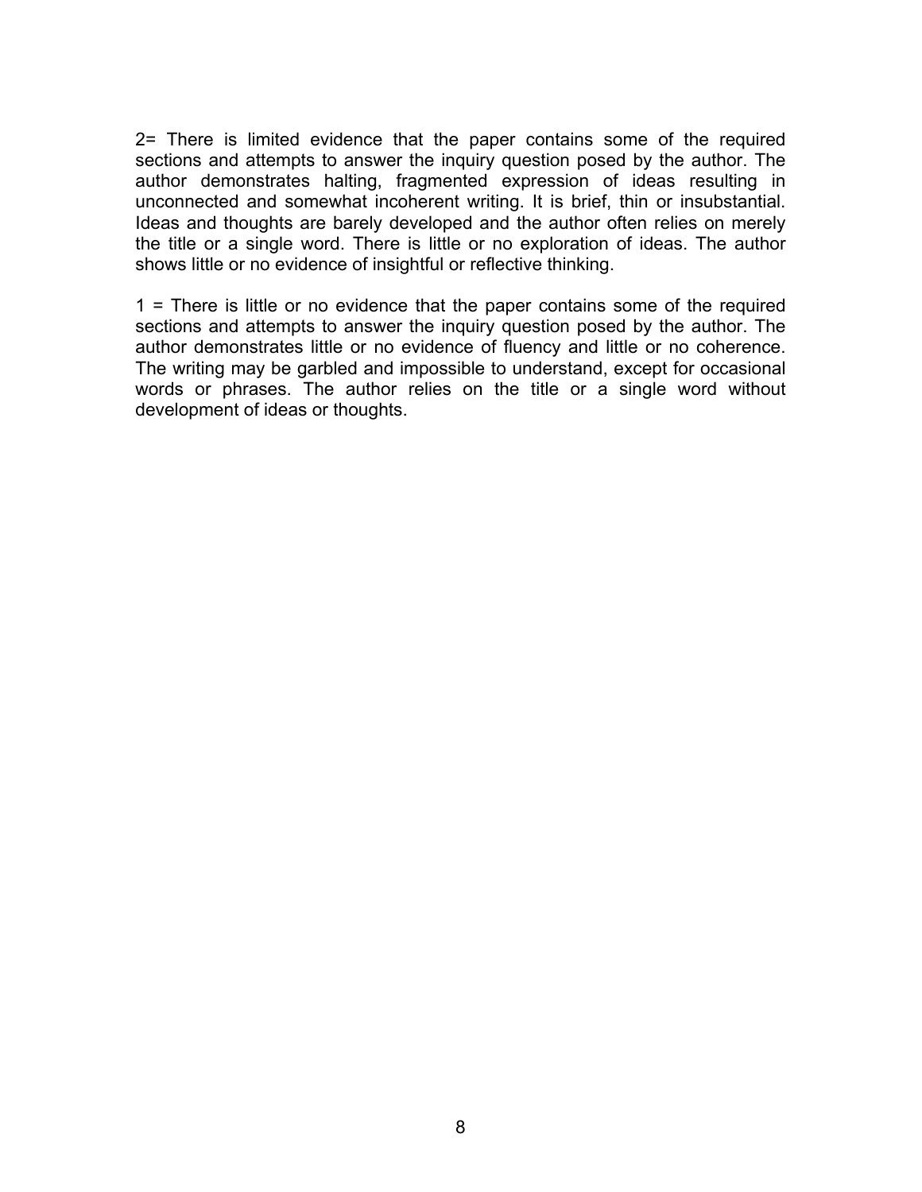2= There is limited evidence that the paper contains some of the required sections and attempts to answer the inquiry question posed by the author. The author demonstrates halting, fragmented expression of ideas resulting in unconnected and somewhat incoherent writing. It is brief, thin or insubstantial. Ideas and thoughts are barely developed and the author often relies on merely the title or a single word. There is little or no exploration of ideas. The author shows little or no evidence of insightful or reflective thinking.

1 = There is little or no evidence that the paper contains some of the required sections and attempts to answer the inquiry question posed by the author. The author demonstrates little or no evidence of fluency and little or no coherence. The writing may be garbled and impossible to understand, except for occasional words or phrases. The author relies on the title or a single word without development of ideas or thoughts.